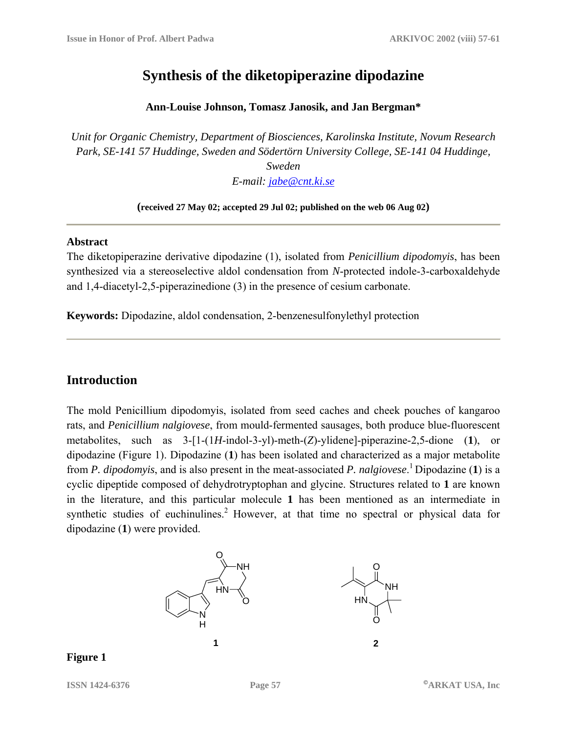# Synthesis of the diketopiperazine dipodazine

**Ann-Louise Johnson, Tomasz Janosik, and Jan Bergman***

*Unit for Organic Chemistry, Department of Biosciences, Karolinska Institute, Novum Research Park, SE-141 57 Huddinge, Sweden and Södertörn University College, SE-141 04 Huddinge, Sweden*

*E-mail: jabe@cnt.ki.se*

**(received 27 May 02; accepted 29 Jul 02; published on the web 06 Aug 02)**

---

**Abstract**

The diketopiperazine derivative dipodazine (1), isolated from *Penicillium dipodomyis*, has been synthesized via a stereoselective aldol condensation from *N*-protected indole-3-carboxaldehyde and 1,4-diacetyl-2,5-piperazinedione (3) in the presence of cesium carbonate.

**Keywords:** Dipodazine, aldol condensation, 2-benzenesulfonylethyl protection

---

## Introduction

The mold Penicillium dipodomyis, isolated from seed caches and cheek pouches of kangaroo rats, and *Penicillium nalgiovese*, from mould-fermented sausages, both produce blue-fluorescent metabolites, such as 3-[1-(1*H*-indol-3-yl)-meth-(*Z*)-ylidene]-piperazine-2,5-dione (**1**), or dipodazine (Figure 1). Dipodazine (**1**) has been isolated and characterized as a major metabolite from *P. dipodomyis*, and is also present in the meat-associated *P. nalgiovese*.[1] Dipodazine (**1**) is a cyclic dipeptide composed of dehydrotryptophan and glycine. Structures related to **1** are known in the literature, and this particular molecule **1** has been mentioned as an intermediate in synthetic studies of euchinulines.[2] However, at that time no spectral or physical data for dipodazine (**1**) were provided.

**1** **2**

**Figure 1**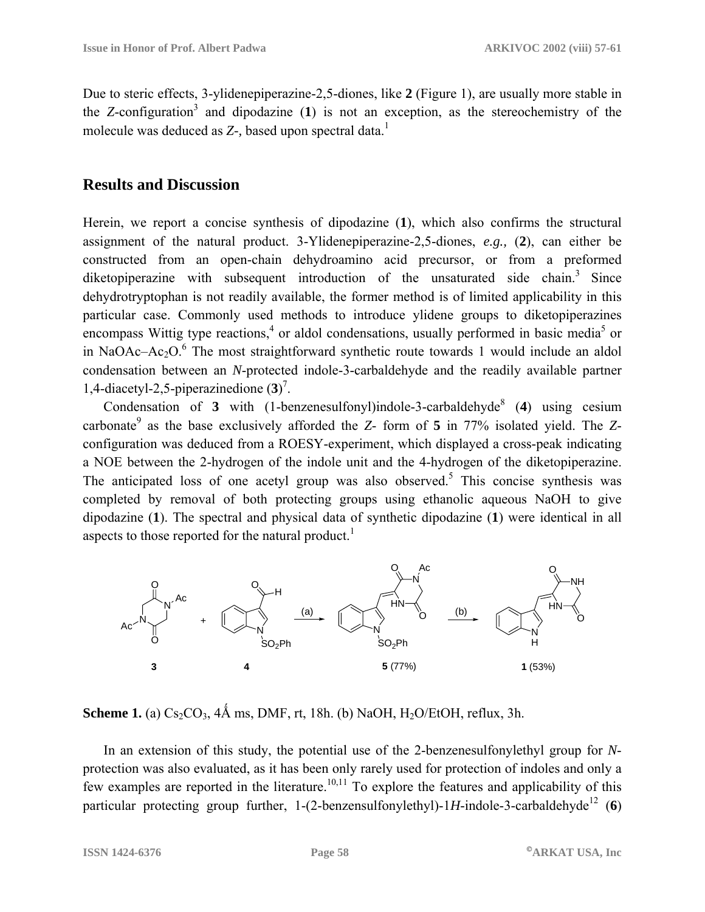Due to steric effects, 3-ylidenepiperazine-2,5-diones, like **2** (Figure 1), are usually more stable in the *Z*-configuration[3] and dipodazine (**1**) is not an exception, as the stereochemistry of the molecule was deduced as *Z*-, based upon spectral data.[1]

## Results and Discussion

Herein, we report a concise synthesis of dipodazine (**1**), which also confirms the structural assignment of the natural product. 3-Ylidenepiperazine-2,5-diones, *e.g.,* (**2**), can either be constructed from an open-chain dehydroamino acid precursor, or from a preformed diketopiperazine with subsequent introduction of the unsaturated side chain.[3] Since dehydrotryptophan is not readily available, the former method is of limited applicability in this particular case. Commonly used methods to introduce ylidene groups to diketopiperazines encompass Wittig type reactions,[4] or aldol condensations, usually performed in basic media[5] or in NaOAc–$Ac_2O$.[6] The most straightforward synthetic route towards 1 would include an aldol condensation between an *N*-protected indole-3-carbaldehyde and the readily available partner 1,4-diacetyl-2,5-piperazinedione (**3**)[7].

Condensation of **3** with (1-benzenesulfonyl)indole-3-carbaldehyde[8] (**4**) using cesium carbonate[9] as the base exclusively afforded the *Z*- form of **5** in 77% isolated yield. The *Z*-configuration was deduced from a ROESY-experiment, which displayed a cross-peak indicating a NOE between the 2-hydrogen of the indole unit and the 4-hydrogen of the diketopiperazine. The anticipated loss of one acetyl group was also observed.[5] This concise synthesis was completed by removal of both protecting groups using ethanolic aqueous NaOH to give dipodazine (**1**). The spectral and physical data of synthetic dipodazine (**1**) were identical in all aspects to those reported for the natural product.[1]

**3** + **4** →(a)→ **5** (77%) →(b)→ **1** (53%)

**Scheme 1.** (a) $Cs_2CO_3$, 4Å ms, DMF, rt, 18h. (b) NaOH, $H_2O$/EtOH, reflux, 3h.

In an extension of this study, the potential use of the 2-benzenesulfonylethyl group for *N*-protection was also evaluated, as it has been only rarely used for protection of indoles and only a few examples are reported in the literature.[10,11] To explore the features and applicability of this particular protecting group further, 1-(2-benzensulfonylethyl)-1*H*-indole-3-carbaldehyde[12] (**6**)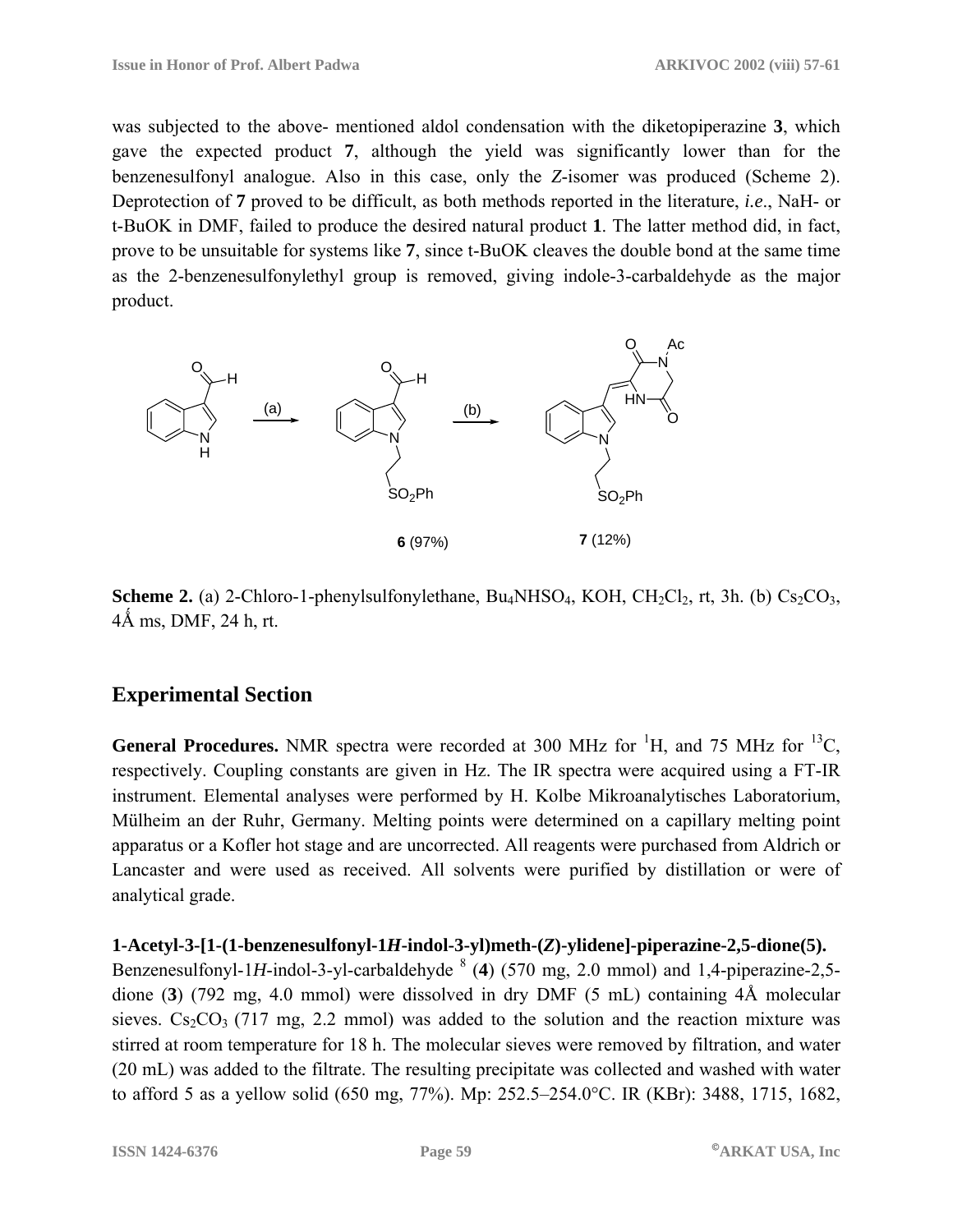was subjected to the above- mentioned aldol condensation with the diketopiperazine **3**, which gave the expected product **7**, although the yield was significantly lower than for the benzenesulfonyl analogue. Also in this case, only the *Z*-isomer was produced (Scheme 2). Deprotection of **7** proved to be difficult, as both methods reported in the literature, *i.e*., NaH- or t-BuOK in DMF, failed to produce the desired natural product **1**. The latter method did, in fact, prove to be unsuitable for systems like **7**, since t-BuOK cleaves the double bond at the same time as the 2-benzenesulfonylethyl group is removed, giving indole-3-carbaldehyde as the major product.

**6** (97%) **7** (12%)

**Scheme 2.** (a) 2-Chloro-1-phenylsulfonylethane, $Bu_4NHSO_4$, KOH, $CH_2Cl_2$, rt, 3h. (b) $Cs_2CO_3$, 4Å ms, DMF, 24 h, rt.

## Experimental Section

**General Procedures.** NMR spectra were recorded at 300 MHz for $^1H$, and 75 MHz for $^{13}C$, respectively. Coupling constants are given in Hz. The IR spectra were acquired using a FT-IR instrument. Elemental analyses were performed by H. Kolbe Mikroanalytisches Laboratorium, Mülheim an der Ruhr, Germany. Melting points were determined on a capillary melting point apparatus or a Kofler hot stage and are uncorrected. All reagents were purchased from Aldrich or Lancaster and were used as received. All solvents were purified by distillation or were of analytical grade.

**1-Acetyl-3-[1-(1-benzenesulfonyl-1*H*-indol-3-yl)meth-(*Z*)-ylidene]-piperazine-2,5-dione(5).** Benzenesulfonyl-1*H*-indol-3-yl-carbaldehyde [8] (**4**) (570 mg, 2.0 mmol) and 1,4-piperazine-2,5-dione (**3**) (792 mg, 4.0 mmol) were dissolved in dry DMF (5 mL) containing 4Å molecular sieves. $Cs_2CO_3$ (717 mg, 2.2 mmol) was added to the solution and the reaction mixture was stirred at room temperature for 18 h. The molecular sieves were removed by filtration, and water (20 mL) was added to the filtrate. The resulting precipitate was collected and washed with water to afford 5 as a yellow solid (650 mg, 77%). Mp: 252.5–254.0°C. IR (KBr): 3488, 1715, 1682,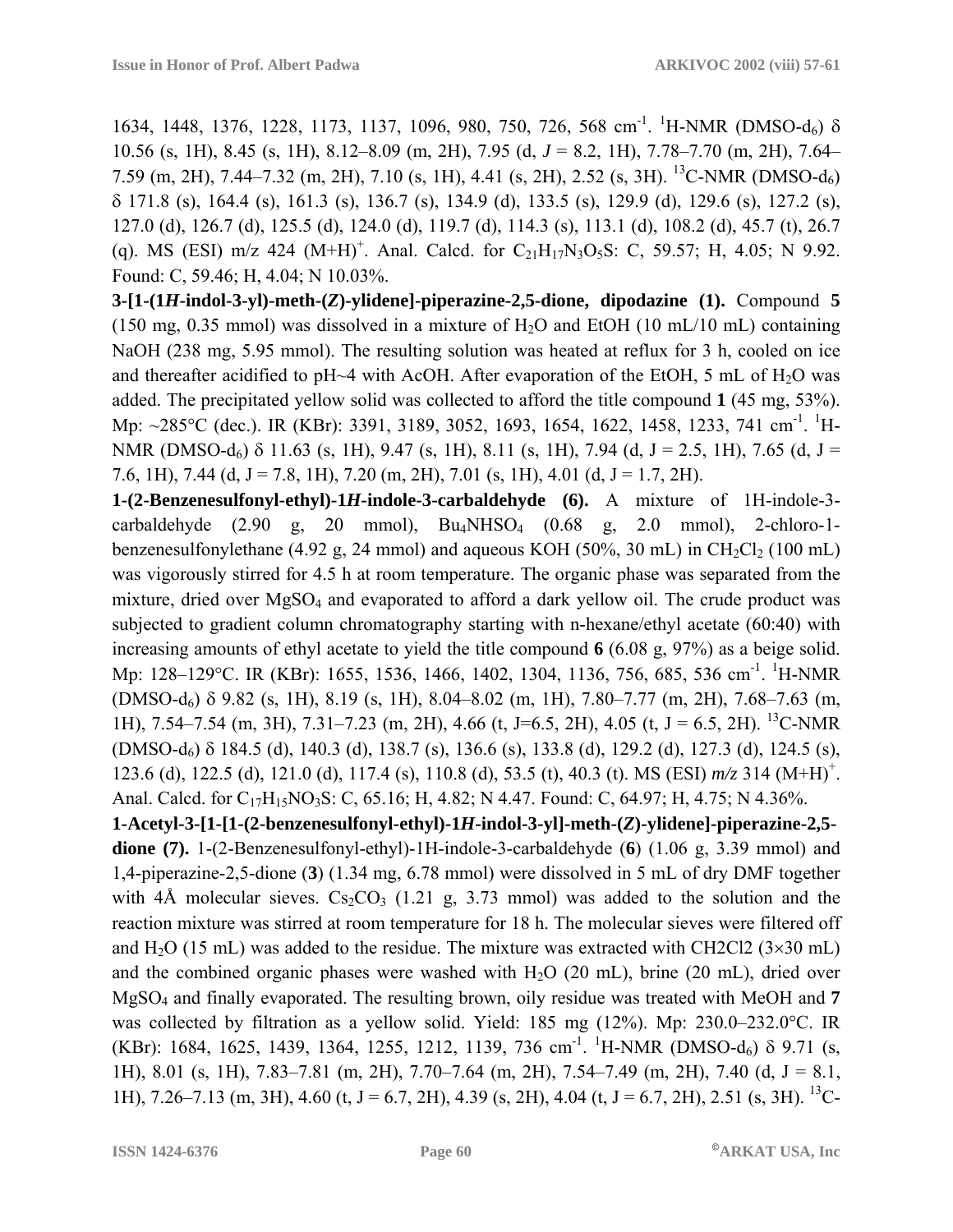1634, 1448, 1376, 1228, 1173, 1137, 1096, 980, 750, 726, 568 cm$^{-1}$. $^1$H-NMR (DMSO-d$_6$) δ 10.56 (s, 1H), 8.45 (s, 1H), 8.12–8.09 (m, 2H), 7.95 (d, *J* = 8.2, 1H), 7.78–7.70 (m, 2H), 7.64–7.59 (m, 2H), 7.44–7.32 (m, 2H), 7.10 (s, 1H), 4.41 (s, 2H), 2.52 (s, 3H). $^{13}$C-NMR (DMSO-d$_6$) δ 171.8 (s), 164.4 (s), 161.3 (s), 136.7 (s), 134.9 (d), 133.5 (s), 129.9 (d), 129.6 (s), 127.2 (s), 127.0 (d), 126.7 (d), 125.5 (d), 124.0 (d), 119.7 (d), 114.3 (s), 113.1 (d), 108.2 (d), 45.7 (t), 26.7 (q). MS (ESI) m/z 424 (M+H)$^+$. Anal. Calcd. for $C_{21}H_{17}N_3O_5S$: C, 59.57; H, 4.05; N 9.92. Found: C, 59.46; H, 4.04; N 10.03%.

**3-[1-(1*H*-indol-3-yl)-meth-(*Z*)-ylidene]-piperazine-2,5-dione, dipodazine (1).** Compound **5** (150 mg, 0.35 mmol) was dissolved in a mixture of $H_2O$ and EtOH (10 mL/10 mL) containing NaOH (238 mg, 5.95 mmol). The resulting solution was heated at reflux for 3 h, cooled on ice and thereafter acidified to pH~4 with AcOH. After evaporation of the EtOH, 5 mL of $H_2O$ was added. The precipitated yellow solid was collected to afford the title compound **1** (45 mg, 53%). Mp: ~285°C (dec.). IR (KBr): 3391, 3189, 3052, 1693, 1654, 1622, 1458, 1233, 741 cm$^{-1}$. $^1$H-NMR (DMSO-d$_6$) δ 11.63 (s, 1H), 9.47 (s, 1H), 8.11 (s, 1H), 7.94 (d, J = 2.5, 1H), 7.65 (d, J = 7.6, 1H), 7.44 (d, J = 7.8, 1H), 7.20 (m, 2H), 7.01 (s, 1H), 4.01 (d, J = 1.7, 2H).

**1-(2-Benzenesulfonyl-ethyl)-1*H*-indole-3-carbaldehyde (6).** A mixture of 1H-indole-3-carbaldehyde (2.90 g, 20 mmol), $Bu_4NHSO_4$ (0.68 g, 2.0 mmol), 2-chloro-1-benzenesulfonylethane (4.92 g, 24 mmol) and aqueous KOH (50%, 30 mL) in $CH_2Cl_2$ (100 mL) was vigorously stirred for 4.5 h at room temperature. The organic phase was separated from the mixture, dried over $MgSO_4$ and evaporated to afford a dark yellow oil. The crude product was subjected to gradient column chromatography starting with n-hexane/ethyl acetate (60:40) with increasing amounts of ethyl acetate to yield the title compound **6** (6.08 g, 97%) as a beige solid. Mp: 128–129°C. IR (KBr): 1655, 1536, 1466, 1402, 1304, 1136, 756, 685, 536 cm$^{-1}$. $^1$H-NMR (DMSO-d$_6$) δ 9.82 (s, 1H), 8.19 (s, 1H), 8.04–8.02 (m, 1H), 7.80–7.77 (m, 2H), 7.68–7.63 (m, 1H), 7.54–7.54 (m, 3H), 7.31–7.23 (m, 2H), 4.66 (t, J=6.5, 2H), 4.05 (t, J = 6.5, 2H). $^{13}$C-NMR (DMSO-d$_6$) δ 184.5 (d), 140.3 (d), 138.7 (s), 136.6 (s), 133.8 (d), 129.2 (d), 127.3 (d), 124.5 (s), 123.6 (d), 122.5 (d), 121.0 (d), 117.4 (s), 110.8 (d), 53.5 (t), 40.3 (t). MS (ESI) *m/z* 314 (M+H)$^+$. Anal. Calcd. for $C_{17}H_{15}NO_3S$: C, 65.16; H, 4.82; N 4.47. Found: C, 64.97; H, 4.75; N 4.36%.

**1-Acetyl-3-[1-[1-(2-benzenesulfonyl-ethyl)-1*H*-indol-3-yl]-meth-(*Z*)-ylidene]-piperazine-2,5-dione (7).** 1-(2-Benzenesulfonyl-ethyl)-1H-indole-3-carbaldehyde (**6**) (1.06 g, 3.39 mmol) and 1,4-piperazine-2,5-dione (**3**) (1.34 mg, 6.78 mmol) were dissolved in 5 mL of dry DMF together with 4Å molecular sieves. $Cs_2CO_3$ (1.21 g, 3.73 mmol) was added to the solution and the reaction mixture was stirred at room temperature for 18 h. The molecular sieves were filtered off and $H_2O$ (15 mL) was added to the residue. The mixture was extracted with CH2Cl2 (3×30 mL) and the combined organic phases were washed with $H_2O$ (20 mL), brine (20 mL), dried over $MgSO_4$ and finally evaporated. The resulting brown, oily residue was treated with MeOH and **7** was collected by filtration as a yellow solid. Yield: 185 mg (12%). Mp: 230.0–232.0°C. IR (KBr): 1684, 1625, 1439, 1364, 1255, 1212, 1139, 736 cm$^{-1}$. $^1$H-NMR (DMSO-d$_6$) δ 9.71 (s, 1H), 8.01 (s, 1H), 7.83–7.81 (m, 2H), 7.70–7.64 (m, 2H), 7.54–7.49 (m, 2H), 7.40 (d, J = 8.1, 1H), 7.26–7.13 (m, 3H), 4.60 (t, J = 6.7, 2H), 4.39 (s, 2H), 4.04 (t, J = 6.7, 2H), 2.51 (s, 3H). $^{13}$C-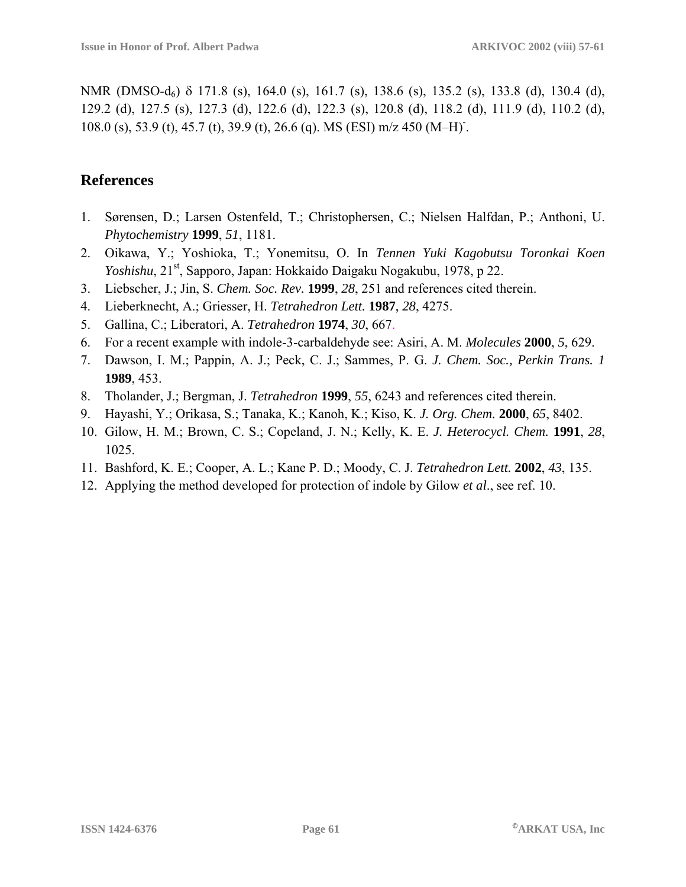NMR (DMSO-$d_6$) δ 171.8 (s), 164.0 (s), 161.7 (s), 138.6 (s), 135.2 (s), 133.8 (d), 130.4 (d), 129.2 (d), 127.5 (s), 127.3 (d), 122.6 (d), 122.3 (s), 120.8 (d), 118.2 (d), 111.9 (d), 110.2 (d), 108.0 (s), 53.9 (t), 45.7 (t), 39.9 (t), 26.6 (q). MS (ESI) m/z 450 $(M–H)^-$.

## References

1. Sørensen, D.; Larsen Ostenfeld, T.; Christophersen, C.; Nielsen Halfdan, P.; Anthoni, U. *Phytochemistry* **1999**, *51*, 1181.
2. Oikawa, Y.; Yoshioka, T.; Yonemitsu, O. In *Tennen Yuki Kagobutsu Toronkai Koen Yoshishu*, 21st, Sapporo, Japan: Hokkaido Daigaku Nogakubu, 1978, p 22.
3. Liebscher, J.; Jin, S. *Chem. Soc. Rev.* **1999**, *28*, 251 and references cited therein.
4. Lieberknecht, A.; Griesser, H. *Tetrahedron Lett.* **1987**, *28*, 4275.
5. Gallina, C.; Liberatori, A. *Tetrahedron* **1974**, *30*, 667.
6. For a recent example with indole-3-carbaldehyde see: Asiri, A. M. *Molecules* **2000**, *5*, 629.
7. Dawson, I. M.; Pappin, A. J.; Peck, C. J.; Sammes, P. G. *J. Chem. Soc., Perkin Trans. 1* **1989**, 453.
8. Tholander, J.; Bergman, J. *Tetrahedron* **1999**, *55*, 6243 and references cited therein.
9. Hayashi, Y.; Orikasa, S.; Tanaka, K.; Kanoh, K.; Kiso, K. *J. Org. Chem.* **2000**, *65*, 8402.
10. Gilow, H. M.; Brown, C. S.; Copeland, J. N.; Kelly, K. E. *J. Heterocycl. Chem.* **1991**, *28*, 1025.
11. Bashford, K. E.; Cooper, A. L.; Kane P. D.; Moody, C. J. *Tetrahedron Lett.* **2002**, *43*, 135.
12. Applying the method developed for protection of indole by Gilow *et al*., see ref. 10.